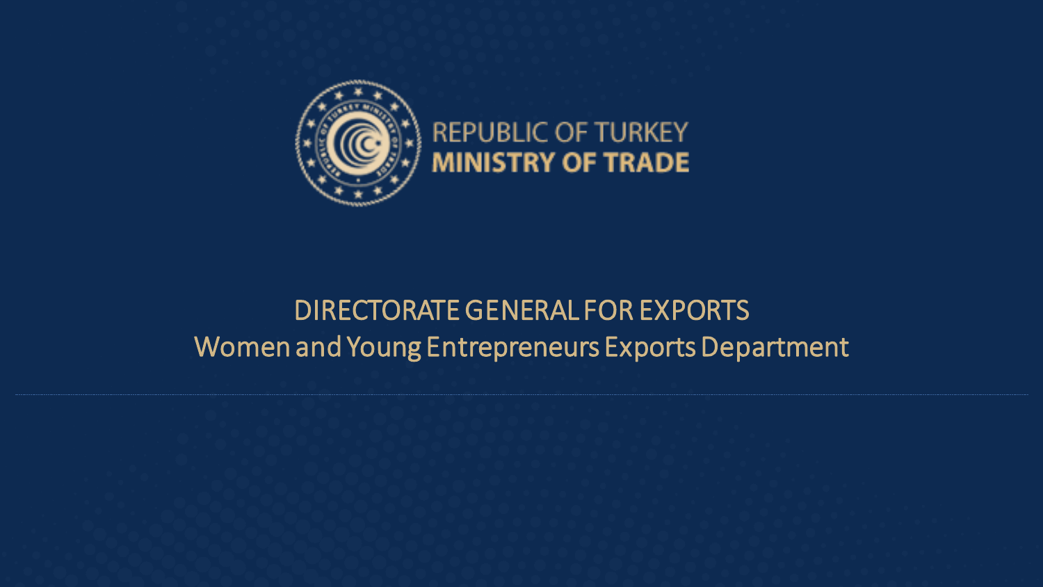REPUBLIC OF TURKEY
**MINISTRY OF TRADE**

# DIRECTORATE GENERAL FOR EXPORTS

## Women and Young Entrepreneurs Exports Department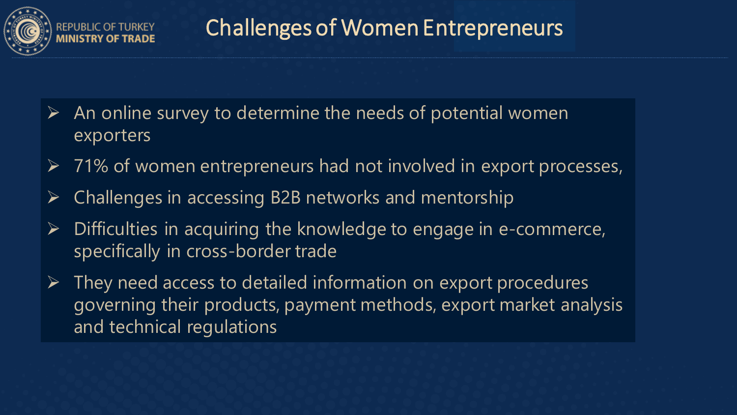# Challenges of Women Entrepreneurs

- An online survey to determine the needs of potential women exporters
- 71% of women entrepreneurs had not involved in export processes,
- Challenges in accessing B2B networks and mentorship
- Difficulties in acquiring the knowledge to engage in e-commerce, specifically in cross-border trade
- They need access to detailed information on export procedures governing their products, payment methods, export market analysis and technical regulations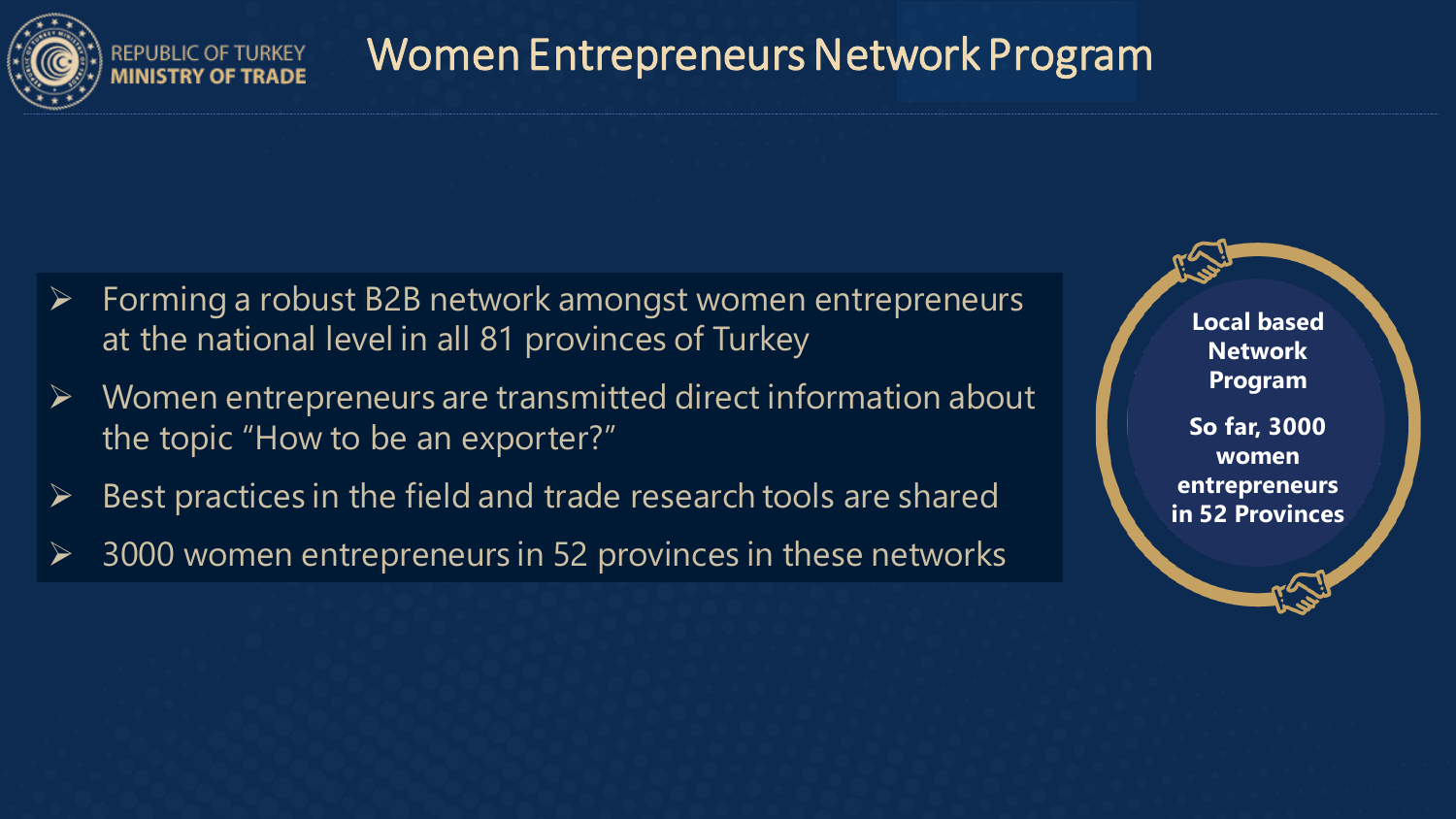# Women Entrepreneurs Network Program

REPUBLIC OF TURKEY
MINISTRY OF TRADE

- Forming a robust B2B network amongst women entrepreneurs at the national level in all 81 provinces of Turkey
- Women entrepreneurs are transmitted direct information about the topic "How to be an exporter?"
- Best practices in the field and trade research tools are shared
- 3000 women entrepreneurs in 52 provinces in these networks

**Local based Network Program**

**So far, 3000 women entrepreneurs in 52 Provinces**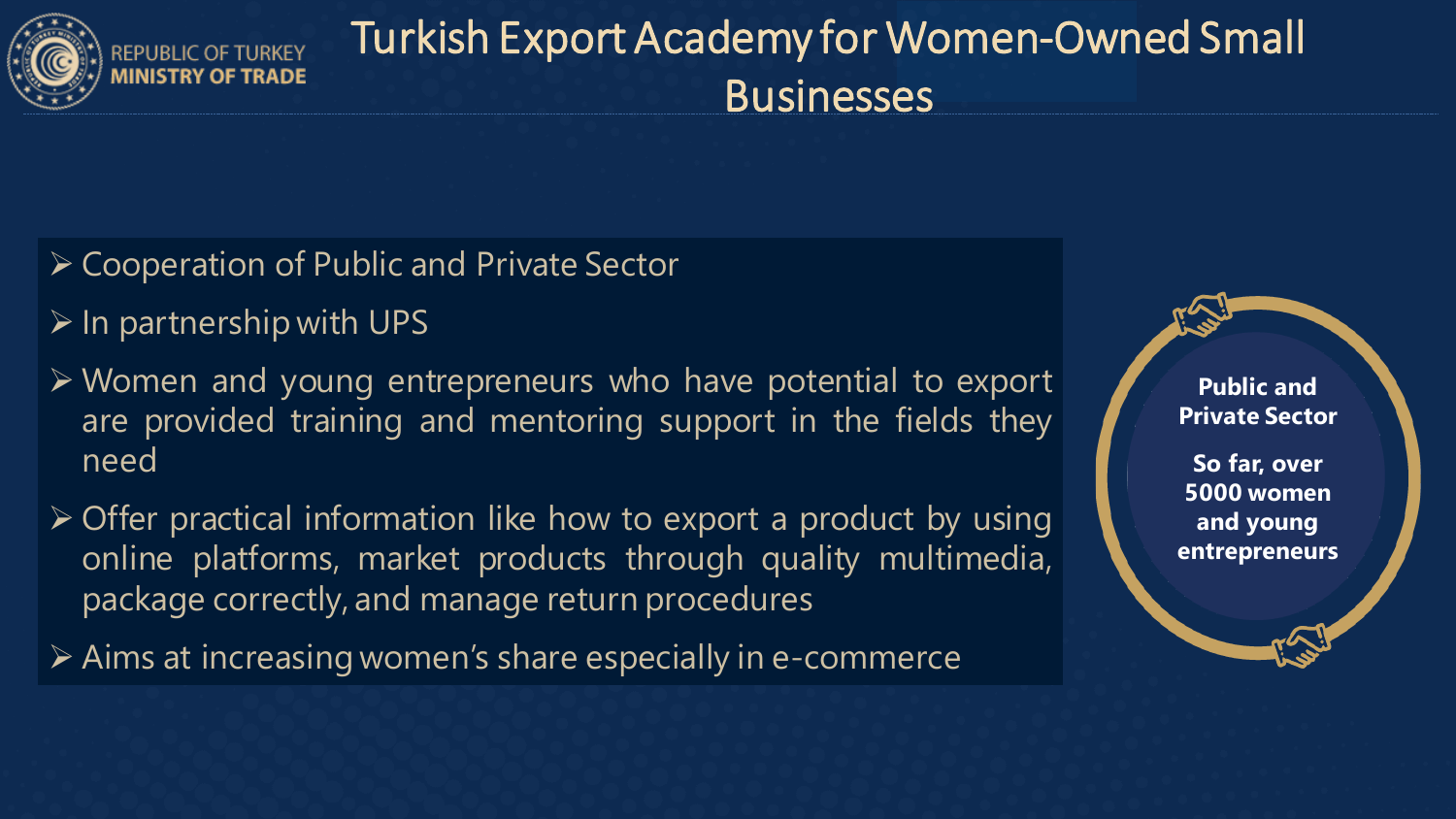REPUBLIC OF TURKEY
**MINISTRY OF TRADE**

# Turkish Export Academy for Women-Owned Small Businesses

- Cooperation of Public and Private Sector
- In partnership with UPS
- Women and young entrepreneurs who have potential to export are provided training and mentoring support in the fields they need
- Offer practical information like how to export a product by using online platforms, market products through quality multimedia, package correctly, and manage return procedures
- Aims at increasing women's share especially in e-commerce

**Public and Private Sector**

**So far, over 5000 women and young entrepreneurs**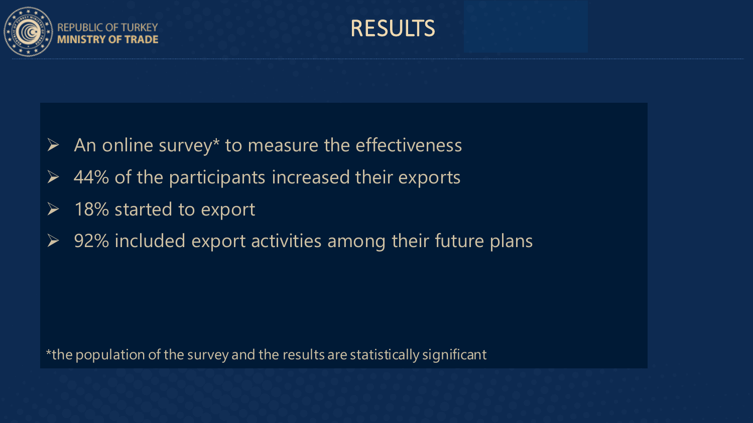# RESULTS

- An online survey* to measure the effectiveness
- 44% of the participants increased their exports
- 18% started to export
- 92% included export activities among their future plans

*the population of the survey and the results are statistically significant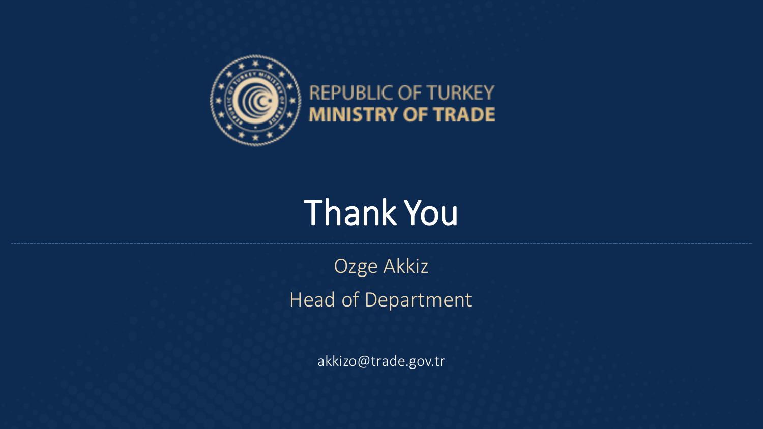REPUBLIC OF TURKEY
**MINISTRY OF TRADE**

# Thank You

Ozge Akkiz

Head of Department

akkizo@trade.gov.tr